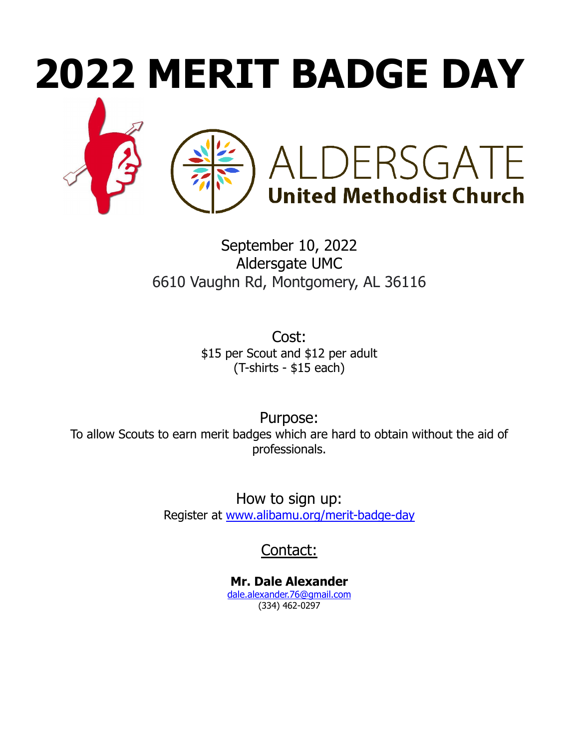# 2022 MERIT BADGE DAY

ALDERSGATE
**United Methodist Church**

September 10, 2022
Aldersgate UMC
6610 Vaughn Rd, Montgomery, AL 36116

Cost:
$15 per Scout and $12 per adult
(T-shirts - $15 each)

Purpose:
To allow Scouts to earn merit badges which are hard to obtain without the aid of professionals.

How to sign up:
Register at [www.alibamu.org/merit-badge-day](www.alibamu.org/merit-badge-day)

Contact:

**Mr. Dale Alexander**
dale.alexander.76@gmail.com
(334) 462-0297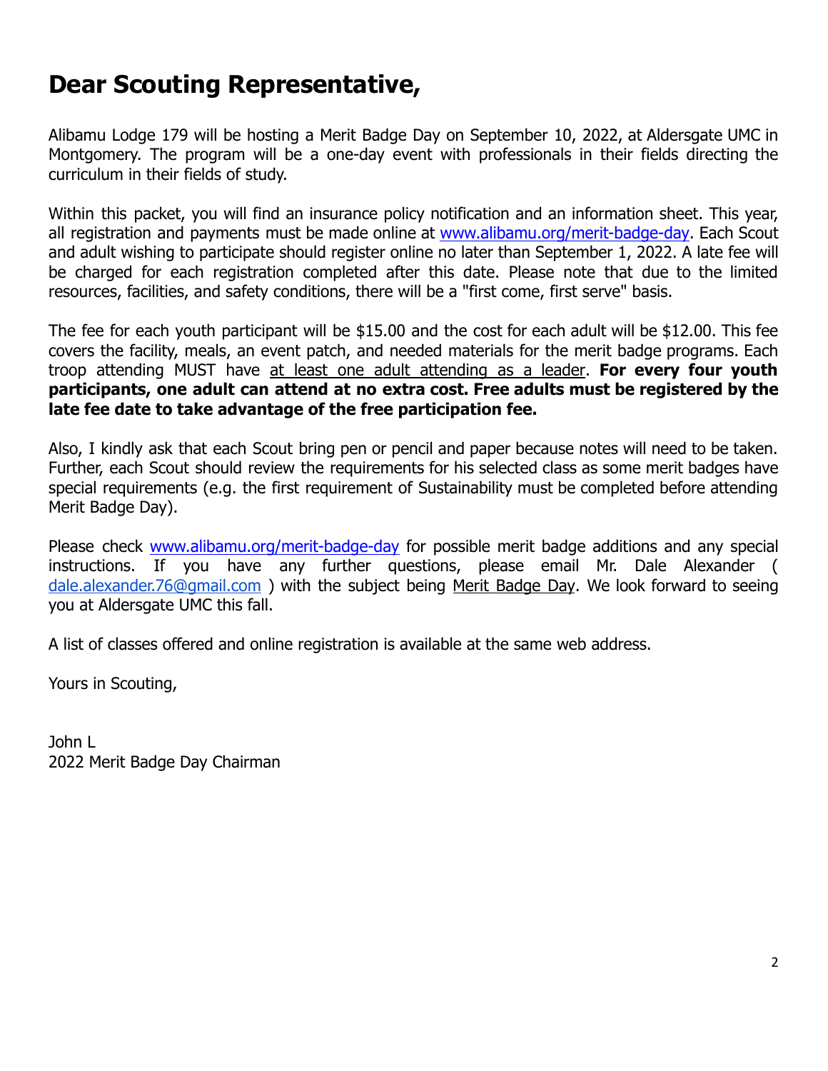# Dear Scouting Representative,

Alibamu Lodge 179 will be hosting a Merit Badge Day on September 10, 2022, at Aldersgate UMC in Montgomery. The program will be a one-day event with professionals in their fields directing the curriculum in their fields of study.

Within this packet, you will find an insurance policy notification and an information sheet. This year, all registration and payments must be made online at [www.alibamu.org/merit-badge-day](www.alibamu.org/merit-badge-day). Each Scout and adult wishing to participate should register online no later than September 1, 2022. A late fee will be charged for each registration completed after this date. Please note that due to the limited resources, facilities, and safety conditions, there will be a "first come, first serve" basis.

The fee for each youth participant will be $15.00 and the cost for each adult will be $12.00. This fee covers the facility, meals, an event patch, and needed materials for the merit badge programs. Each troop attending MUST have <u>at least one adult attending as a leader</u>. **For every four youth participants, one adult can attend at no extra cost. Free adults must be registered by the late fee date to take advantage of the free participation fee.**

Also, I kindly ask that each Scout bring pen or pencil and paper because notes will need to be taken. Further, each Scout should review the requirements for his selected class as some merit badges have special requirements (e.g. the first requirement of Sustainability must be completed before attending Merit Badge Day).

Please check [www.alibamu.org/merit-badge-day](www.alibamu.org/merit-badge-day) for possible merit badge additions and any special instructions. If you have any further questions, please email Mr. Dale Alexander ( [dale.alexander.76@gmail.com](mailto:dale.alexander.76@gmail.com) ) with the subject being <u>Merit Badge Day</u>. We look forward to seeing you at Aldersgate UMC this fall.

A list of classes offered and online registration is available at the same web address.

Yours in Scouting,

John L
2022 Merit Badge Day Chairman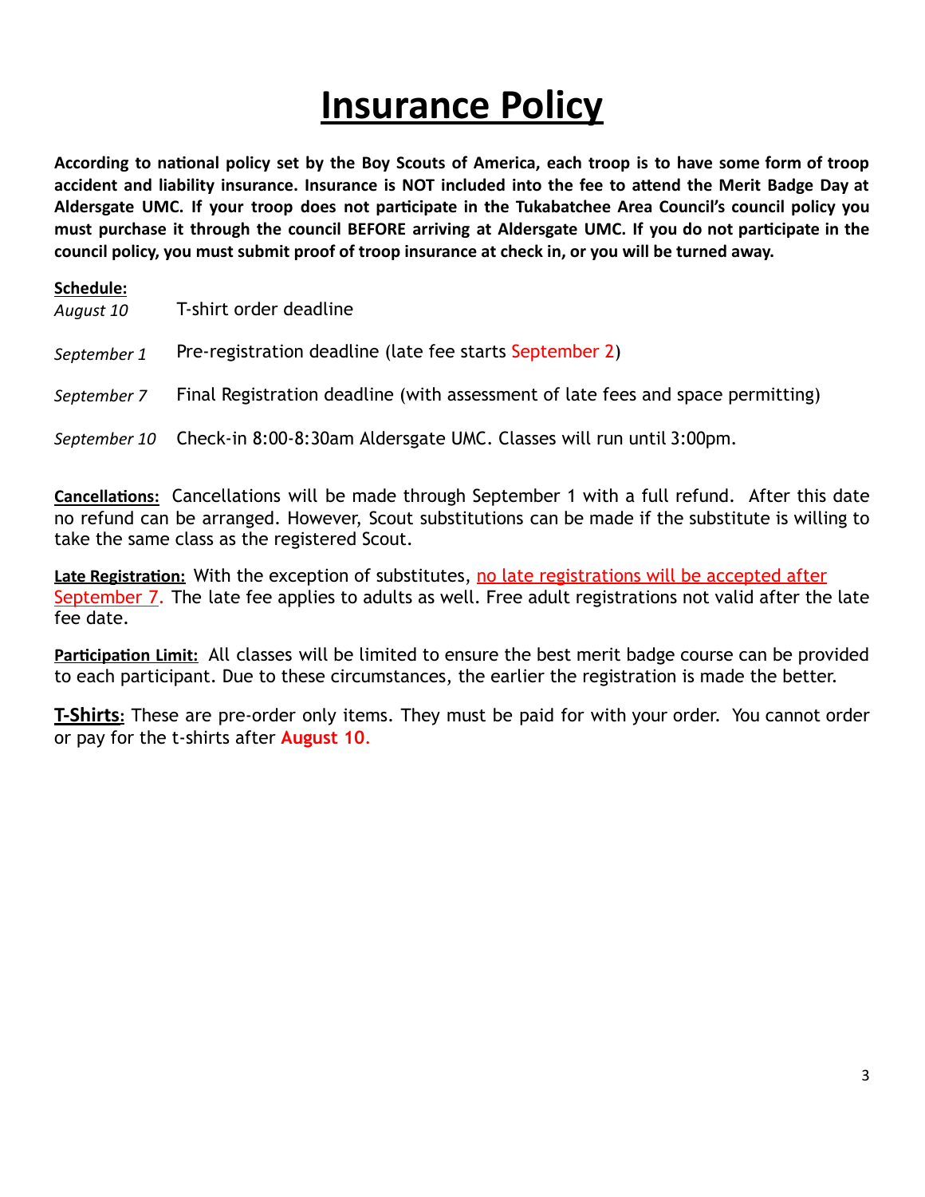# Insurance Policy

**According to national policy set by the Boy Scouts of America, each troop is to have some form of troop accident and liability insurance. Insurance is NOT included into the fee to attend the Merit Badge Day at Aldersgate UMC. If your troop does not participate in the Tukabatchee Area Council's council policy you must purchase it through the council BEFORE arriving at Aldersgate UMC. If you do not participate in the council policy, you must submit proof of troop insurance at check in, or you will be turned away.**

**Schedule:**

| | |
|---|---|
| *August 10* | T-shirt order deadline |
| *September 1* | Pre-registration deadline (late fee starts September 2) |
| *September 7* | Final Registration deadline (with assessment of late fees and space permitting) |
| *September 10* | Check-in 8:00-8:30am Aldersgate UMC. Classes will run until 3:00pm. |

**Cancellations:** Cancellations will be made through September 1 with a full refund. After this date no refund can be arranged. However, Scout substitutions can be made if the substitute is willing to take the same class as the registered Scout.

**Late Registration:** With the exception of substitutes, no late registrations will be accepted after September 7. The late fee applies to adults as well. Free adult registrations not valid after the late fee date.

**Participation Limit:** All classes will be limited to ensure the best merit badge course can be provided to each participant. Due to these circumstances, the earlier the registration is made the better.

**T-Shirts:** These are pre-order only items. They must be paid for with your order. You cannot order or pay for the t-shirts after **August 10**.